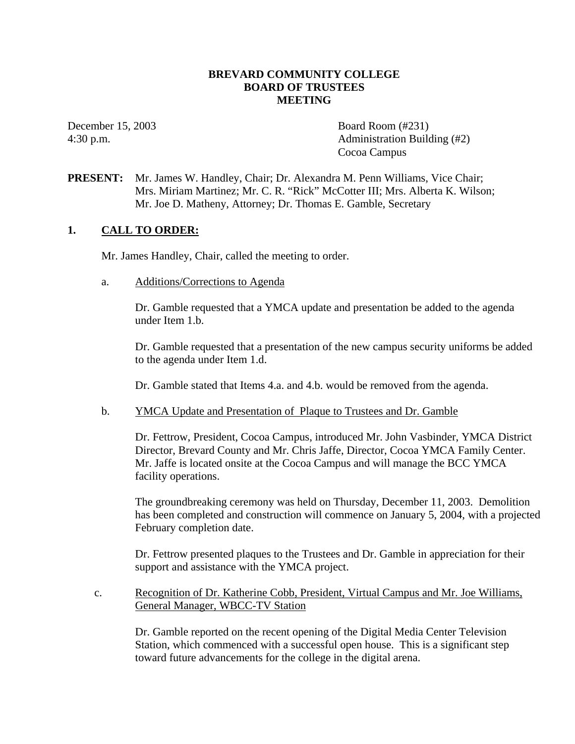# BREVARD COMMUNITY COLLEGE
# BOARD OF TRUSTEES
# MEETING

December 15, 2003
4:30 p.m.

Board Room (#231)
Administration Building (#2)
Cocoa Campus

**PRESENT:** Mr. James W. Handley, Chair; Dr. Alexandra M. Penn Williams, Vice Chair; Mrs. Miriam Martinez; Mr. C. R. "Rick" McCotter III; Mrs. Alberta K. Wilson; Mr. Joe D. Matheny, Attorney; Dr. Thomas E. Gamble, Secretary

## 1. CALL TO ORDER:

Mr. James Handley, Chair, called the meeting to order.

a. Additions/Corrections to Agenda

Dr. Gamble requested that a YMCA update and presentation be added to the agenda under Item 1.b.

Dr. Gamble requested that a presentation of the new campus security uniforms be added to the agenda under Item 1.d.

Dr. Gamble stated that Items 4.a. and 4.b. would be removed from the agenda.

b. YMCA Update and Presentation of Plaque to Trustees and Dr. Gamble

Dr. Fettrow, President, Cocoa Campus, introduced Mr. John Vasbinder, YMCA District Director, Brevard County and Mr. Chris Jaffe, Director, Cocoa YMCA Family Center. Mr. Jaffe is located onsite at the Cocoa Campus and will manage the BCC YMCA facility operations.

The groundbreaking ceremony was held on Thursday, December 11, 2003. Demolition has been completed and construction will commence on January 5, 2004, with a projected February completion date.

Dr. Fettrow presented plaques to the Trustees and Dr. Gamble in appreciation for their support and assistance with the YMCA project.

c. Recognition of Dr. Katherine Cobb, President, Virtual Campus and Mr. Joe Williams, General Manager, WBCC-TV Station

Dr. Gamble reported on the recent opening of the Digital Media Center Television Station, which commenced with a successful open house. This is a significant step toward future advancements for the college in the digital arena.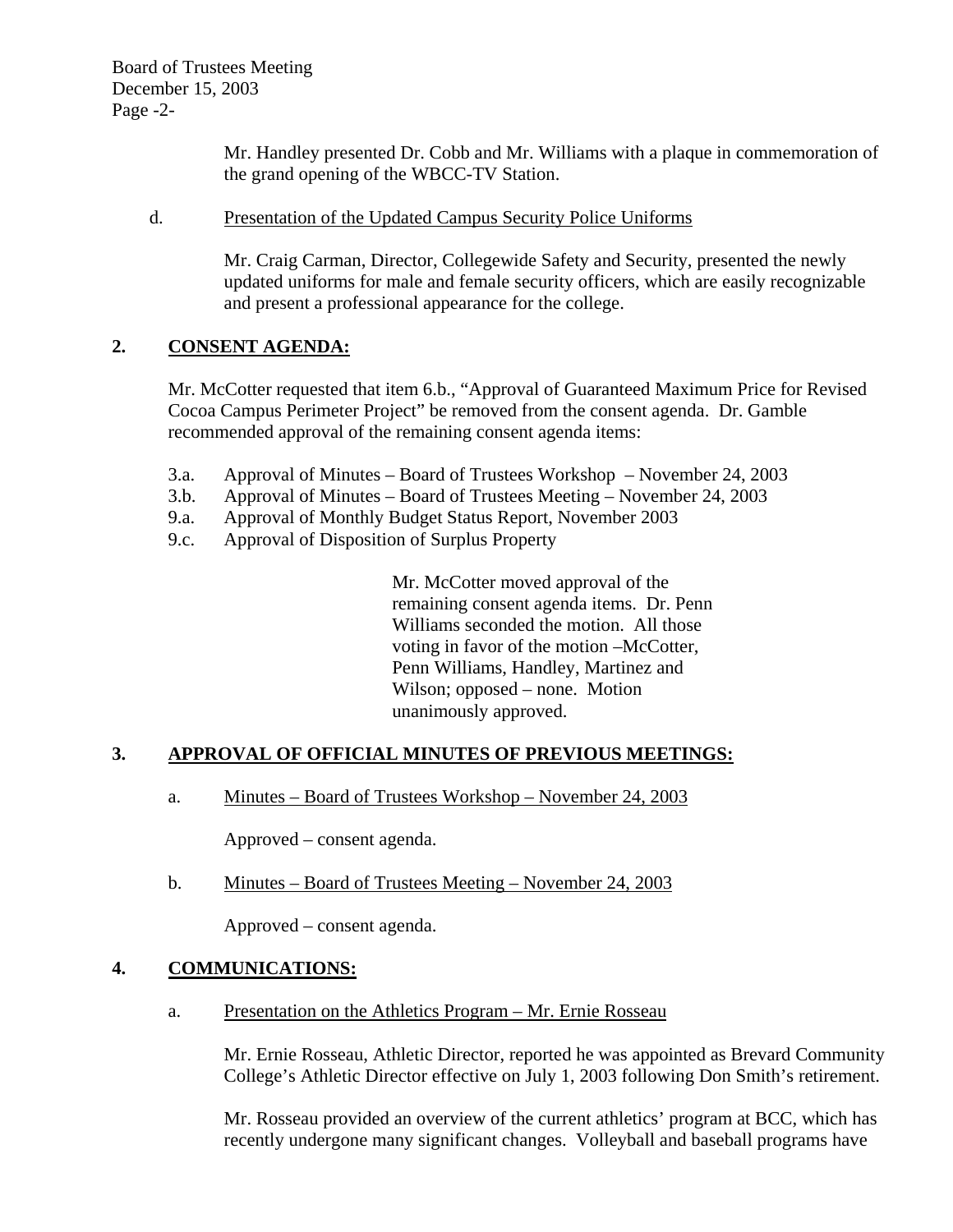Mr. Handley presented Dr. Cobb and Mr. Williams with a plaque in commemoration of the grand opening of the WBCC-TV Station.

d. Presentation of the Updated Campus Security Police Uniforms

Mr. Craig Carman, Director, Collegewide Safety and Security, presented the newly updated uniforms for male and female security officers, which are easily recognizable and present a professional appearance for the college.

## 2. CONSENT AGENDA:

Mr. McCotter requested that item 6.b., "Approval of Guaranteed Maximum Price for Revised Cocoa Campus Perimeter Project" be removed from the consent agenda. Dr. Gamble recommended approval of the remaining consent agenda items:

- 3.a. Approval of Minutes – Board of Trustees Workshop – November 24, 2003
- 3.b. Approval of Minutes – Board of Trustees Meeting – November 24, 2003
- 9.a. Approval of Monthly Budget Status Report, November 2003
- 9.c. Approval of Disposition of Surplus Property

Mr. McCotter moved approval of the remaining consent agenda items. Dr. Penn Williams seconded the motion. All those voting in favor of the motion –McCotter, Penn Williams, Handley, Martinez and Wilson; opposed – none. Motion unanimously approved.

## 3. APPROVAL OF OFFICIAL MINUTES OF PREVIOUS MEETINGS:

a. Minutes – Board of Trustees Workshop – November 24, 2003

Approved – consent agenda.

b. Minutes – Board of Trustees Meeting – November 24, 2003

Approved – consent agenda.

## 4. COMMUNICATIONS:

a. Presentation on the Athletics Program – Mr. Ernie Rosseau

Mr. Ernie Rosseau, Athletic Director, reported he was appointed as Brevard Community College's Athletic Director effective on July 1, 2003 following Don Smith's retirement.

Mr. Rosseau provided an overview of the current athletics' program at BCC, which has recently undergone many significant changes. Volleyball and baseball programs have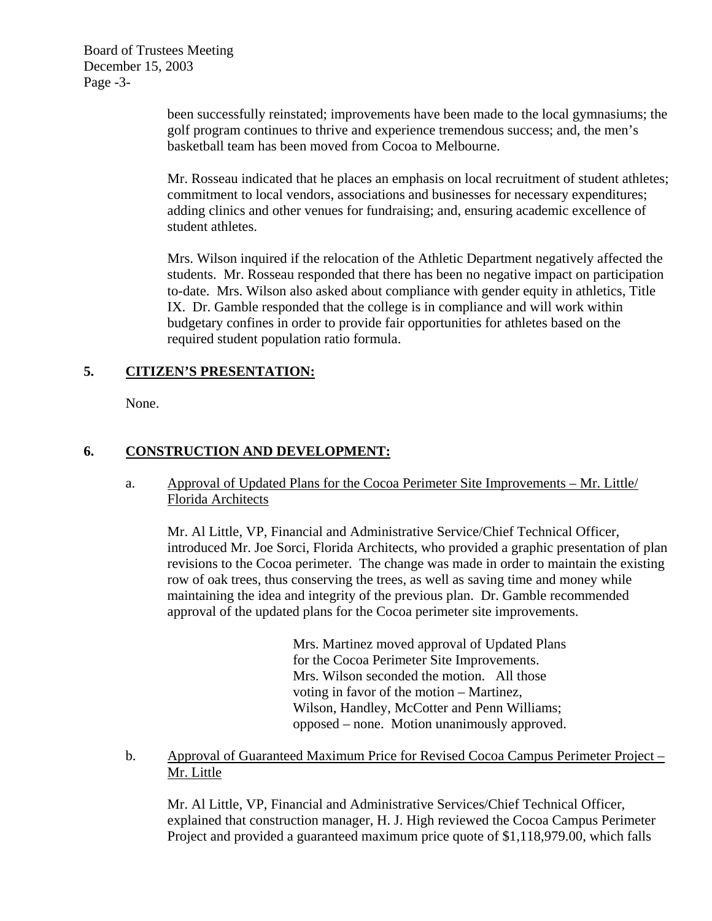been successfully reinstated; improvements have been made to the local gymnasiums; the golf program continues to thrive and experience tremendous success; and, the men's basketball team has been moved from Cocoa to Melbourne.

Mr. Rosseau indicated that he places an emphasis on local recruitment of student athletes; commitment to local vendors, associations and businesses for necessary expenditures; adding clinics and other venues for fundraising; and, ensuring academic excellence of student athletes.

Mrs. Wilson inquired if the relocation of the Athletic Department negatively affected the students. Mr. Rosseau responded that there has been no negative impact on participation to-date. Mrs. Wilson also asked about compliance with gender equity in athletics, Title IX. Dr. Gamble responded that the college is in compliance and will work within budgetary confines in order to provide fair opportunities for athletes based on the required student population ratio formula.

## 5. CITIZEN'S PRESENTATION:

None.

## 6. CONSTRUCTION AND DEVELOPMENT:

a. Approval of Updated Plans for the Cocoa Perimeter Site Improvements – Mr. Little/ Florida Architects

Mr. Al Little, VP, Financial and Administrative Service/Chief Technical Officer, introduced Mr. Joe Sorci, Florida Architects, who provided a graphic presentation of plan revisions to the Cocoa perimeter. The change was made in order to maintain the existing row of oak trees, thus conserving the trees, as well as saving time and money while maintaining the idea and integrity of the previous plan. Dr. Gamble recommended approval of the updated plans for the Cocoa perimeter site improvements.

> Mrs. Martinez moved approval of Updated Plans for the Cocoa Perimeter Site Improvements. Mrs. Wilson seconded the motion. All those voting in favor of the motion – Martinez, Wilson, Handley, McCotter and Penn Williams; opposed – none. Motion unanimously approved.

b. Approval of Guaranteed Maximum Price for Revised Cocoa Campus Perimeter Project – Mr. Little

Mr. Al Little, VP, Financial and Administrative Services/Chief Technical Officer, explained that construction manager, H. J. High reviewed the Cocoa Campus Perimeter Project and provided a guaranteed maximum price quote of $1,118,979.00, which falls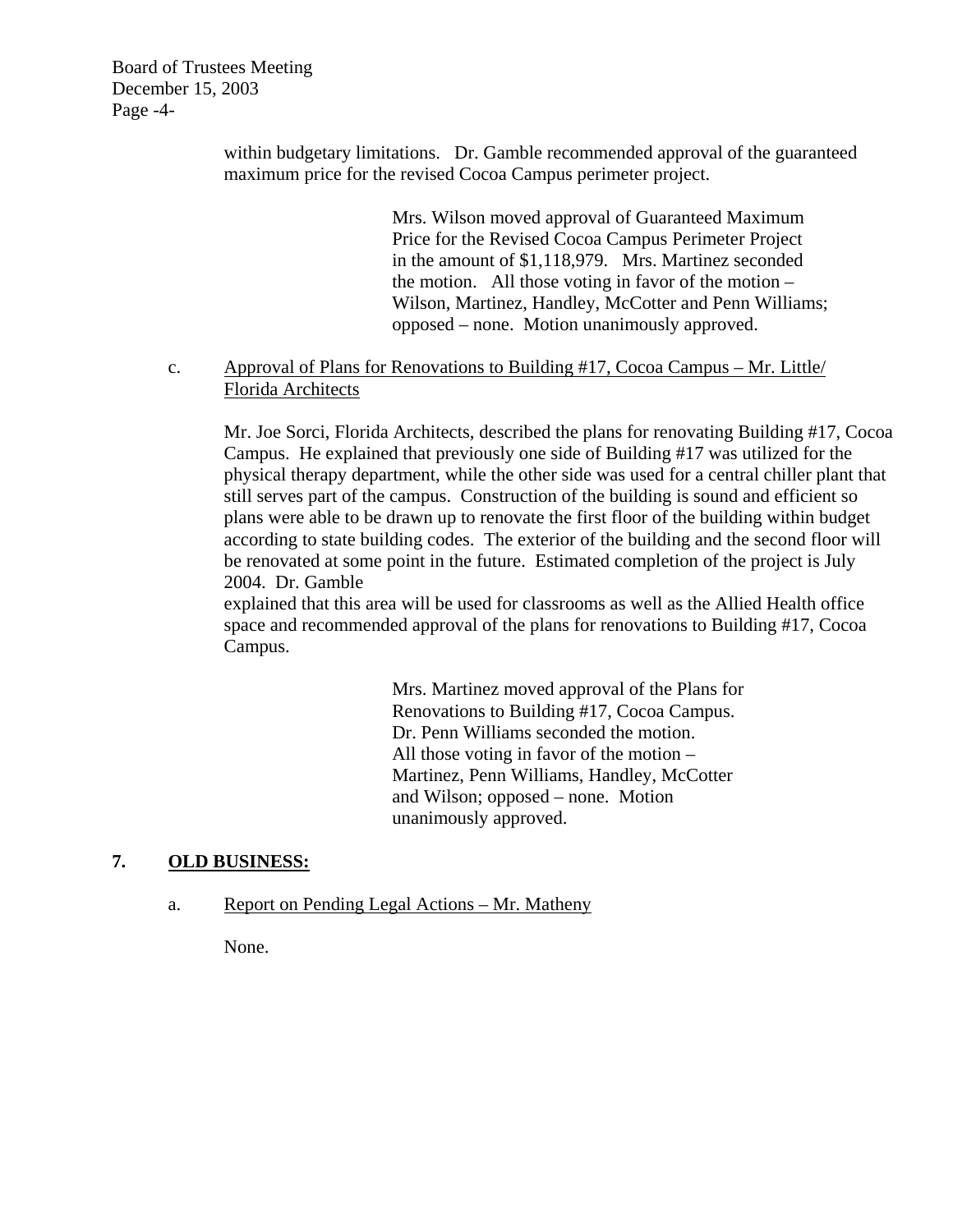within budgetary limitations. Dr. Gamble recommended approval of the guaranteed maximum price for the revised Cocoa Campus perimeter project.

> Mrs. Wilson moved approval of Guaranteed Maximum Price for the Revised Cocoa Campus Perimeter Project in the amount of $1,118,979. Mrs. Martinez seconded the motion. All those voting in favor of the motion – Wilson, Martinez, Handley, McCotter and Penn Williams; opposed – none. Motion unanimously approved.

c. Approval of Plans for Renovations to Building #17, Cocoa Campus – Mr. Little/ Florida Architects

Mr. Joe Sorci, Florida Architects, described the plans for renovating Building #17, Cocoa Campus. He explained that previously one side of Building #17 was utilized for the physical therapy department, while the other side was used for a central chiller plant that still serves part of the campus. Construction of the building is sound and efficient so plans were able to be drawn up to renovate the first floor of the building within budget according to state building codes. The exterior of the building and the second floor will be renovated at some point in the future. Estimated completion of the project is July 2004. Dr. Gamble explained that this area will be used for classrooms as well as the Allied Health office space and recommended approval of the plans for renovations to Building #17, Cocoa Campus.

> Mrs. Martinez moved approval of the Plans for Renovations to Building #17, Cocoa Campus. Dr. Penn Williams seconded the motion. All those voting in favor of the motion – Martinez, Penn Williams, Handley, McCotter and Wilson; opposed – none. Motion unanimously approved.

## 7. OLD BUSINESS:

a. Report on Pending Legal Actions – Mr. Matheny

None.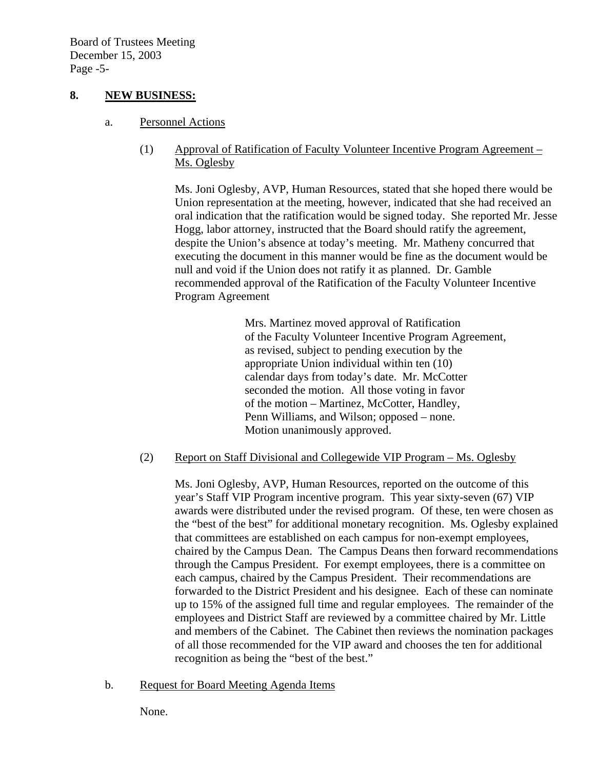## 8. NEW BUSINESS:

### a. Personnel Actions

#### (1) Approval of Ratification of Faculty Volunteer Incentive Program Agreement – Ms. Oglesby

Ms. Joni Oglesby, AVP, Human Resources, stated that she hoped there would be Union representation at the meeting, however, indicated that she had received an oral indication that the ratification would be signed today. She reported Mr. Jesse Hogg, labor attorney, instructed that the Board should ratify the agreement, despite the Union's absence at today's meeting. Mr. Matheny concurred that executing the document in this manner would be fine as the document would be null and void if the Union does not ratify it as planned. Dr. Gamble recommended approval of the Ratification of the Faculty Volunteer Incentive Program Agreement

> Mrs. Martinez moved approval of Ratification of the Faculty Volunteer Incentive Program Agreement, as revised, subject to pending execution by the appropriate Union individual within ten (10) calendar days from today's date. Mr. McCotter seconded the motion. All those voting in favor of the motion – Martinez, McCotter, Handley, Penn Williams, and Wilson; opposed – none. Motion unanimously approved.

#### (2) Report on Staff Divisional and Collegewide VIP Program – Ms. Oglesby

Ms. Joni Oglesby, AVP, Human Resources, reported on the outcome of this year's Staff VIP Program incentive program. This year sixty-seven (67) VIP awards were distributed under the revised program. Of these, ten were chosen as the "best of the best" for additional monetary recognition. Ms. Oglesby explained that committees are established on each campus for non-exempt employees, chaired by the Campus Dean. The Campus Deans then forward recommendations through the Campus President. For exempt employees, there is a committee on each campus, chaired by the Campus President. Their recommendations are forwarded to the District President and his designee. Each of these can nominate up to 15% of the assigned full time and regular employees. The remainder of the employees and District Staff are reviewed by a committee chaired by Mr. Little and members of the Cabinet. The Cabinet then reviews the nomination packages of all those recommended for the VIP award and chooses the ten for additional recognition as being the "best of the best."

### b. Request for Board Meeting Agenda Items

None.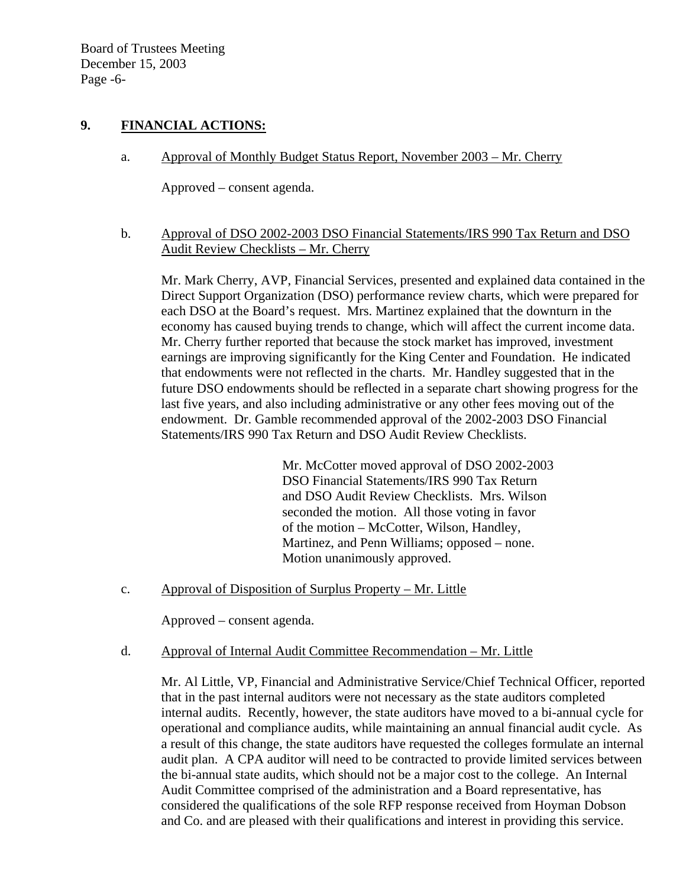## 9. FINANCIAL ACTIONS:

a. Approval of Monthly Budget Status Report, November 2003 – Mr. Cherry

Approved – consent agenda.

b. Approval of DSO 2002-2003 DSO Financial Statements/IRS 990 Tax Return and DSO Audit Review Checklists – Mr. Cherry

Mr. Mark Cherry, AVP, Financial Services, presented and explained data contained in the Direct Support Organization (DSO) performance review charts, which were prepared for each DSO at the Board's request. Mrs. Martinez explained that the downturn in the economy has caused buying trends to change, which will affect the current income data. Mr. Cherry further reported that because the stock market has improved, investment earnings are improving significantly for the King Center and Foundation. He indicated that endowments were not reflected in the charts. Mr. Handley suggested that in the future DSO endowments should be reflected in a separate chart showing progress for the last five years, and also including administrative or any other fees moving out of the endowment. Dr. Gamble recommended approval of the 2002-2003 DSO Financial Statements/IRS 990 Tax Return and DSO Audit Review Checklists.

> Mr. McCotter moved approval of DSO 2002-2003 DSO Financial Statements/IRS 990 Tax Return and DSO Audit Review Checklists. Mrs. Wilson seconded the motion. All those voting in favor of the motion – McCotter, Wilson, Handley, Martinez, and Penn Williams; opposed – none. Motion unanimously approved.

c. Approval of Disposition of Surplus Property – Mr. Little

Approved – consent agenda.

d. Approval of Internal Audit Committee Recommendation – Mr. Little

Mr. Al Little, VP, Financial and Administrative Service/Chief Technical Officer, reported that in the past internal auditors were not necessary as the state auditors completed internal audits. Recently, however, the state auditors have moved to a bi-annual cycle for operational and compliance audits, while maintaining an annual financial audit cycle. As a result of this change, the state auditors have requested the colleges formulate an internal audit plan. A CPA auditor will need to be contracted to provide limited services between the bi-annual state audits, which should not be a major cost to the college. An Internal Audit Committee comprised of the administration and a Board representative, has considered the qualifications of the sole RFP response received from Hoyman Dobson and Co. and are pleased with their qualifications and interest in providing this service.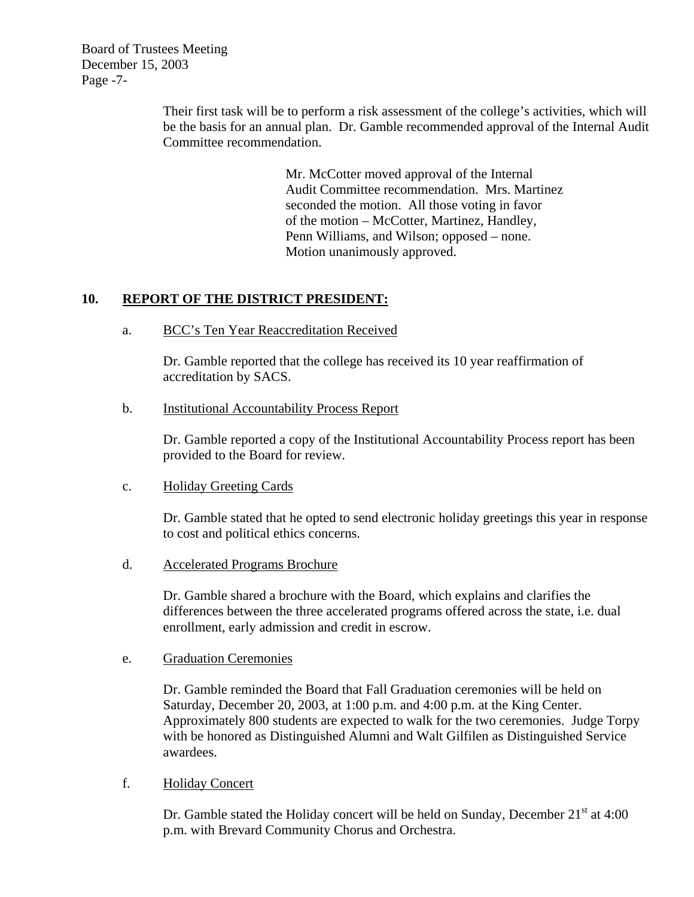Their first task will be to perform a risk assessment of the college's activities, which will be the basis for an annual plan. Dr. Gamble recommended approval of the Internal Audit Committee recommendation.

> Mr. McCotter moved approval of the Internal Audit Committee recommendation. Mrs. Martinez seconded the motion. All those voting in favor of the motion – McCotter, Martinez, Handley, Penn Williams, and Wilson; opposed – none. Motion unanimously approved.

## 10. REPORT OF THE DISTRICT PRESIDENT:

a. BCC's Ten Year Reaccreditation Received

Dr. Gamble reported that the college has received its 10 year reaffirmation of accreditation by SACS.

b. Institutional Accountability Process Report

Dr. Gamble reported a copy of the Institutional Accountability Process report has been provided to the Board for review.

c. Holiday Greeting Cards

Dr. Gamble stated that he opted to send electronic holiday greetings this year in response to cost and political ethics concerns.

d. Accelerated Programs Brochure

Dr. Gamble shared a brochure with the Board, which explains and clarifies the differences between the three accelerated programs offered across the state, i.e. dual enrollment, early admission and credit in escrow.

e. Graduation Ceremonies

Dr. Gamble reminded the Board that Fall Graduation ceremonies will be held on Saturday, December 20, 2003, at 1:00 p.m. and 4:00 p.m. at the King Center. Approximately 800 students are expected to walk for the two ceremonies. Judge Torpy with be honored as Distinguished Alumni and Walt Gilfilen as Distinguished Service awardees.

f. Holiday Concert

Dr. Gamble stated the Holiday concert will be held on Sunday, December 21st at 4:00 p.m. with Brevard Community Chorus and Orchestra.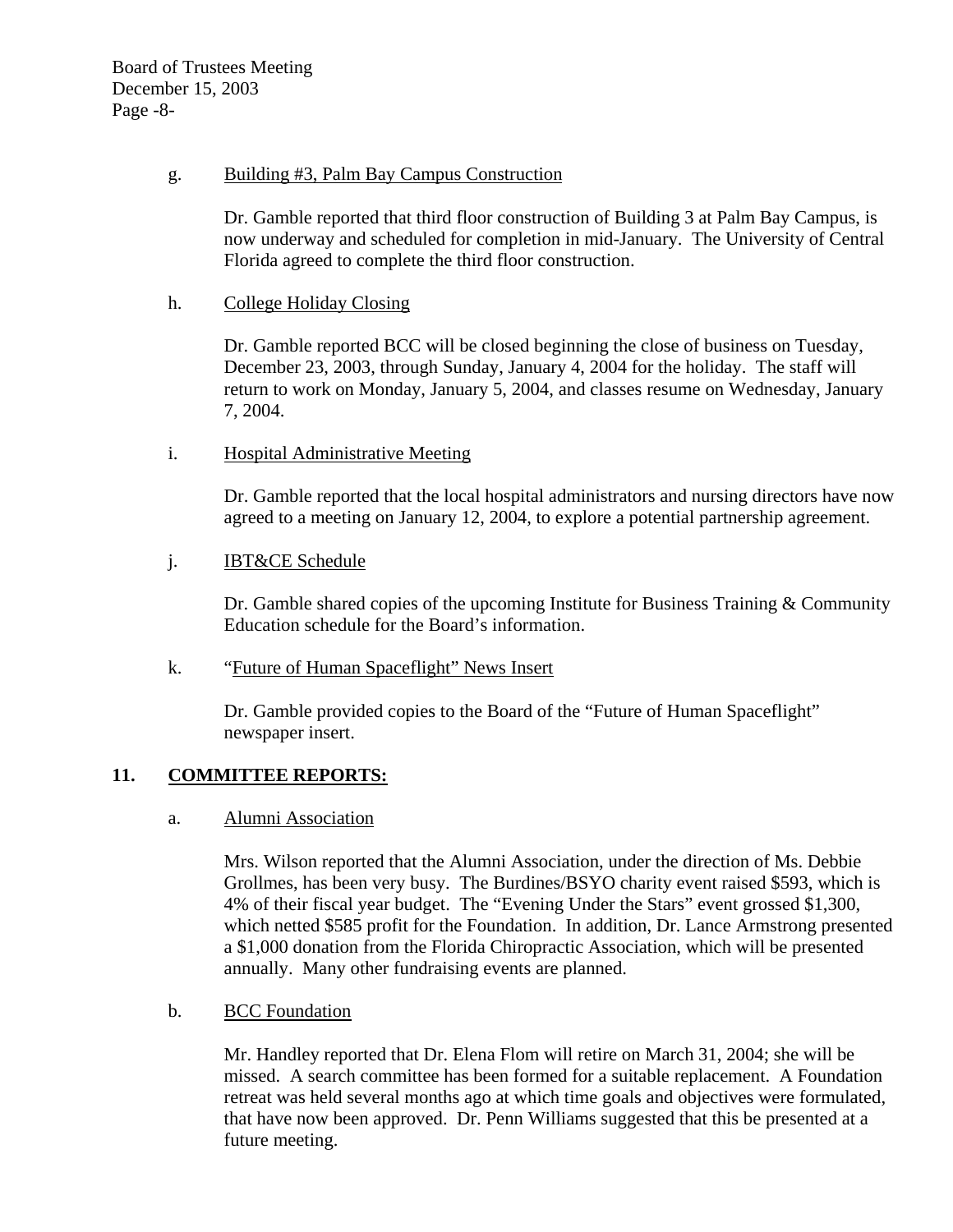g. Building #3, Palm Bay Campus Construction

Dr. Gamble reported that third floor construction of Building 3 at Palm Bay Campus, is now underway and scheduled for completion in mid-January. The University of Central Florida agreed to complete the third floor construction.

h. College Holiday Closing

Dr. Gamble reported BCC will be closed beginning the close of business on Tuesday, December 23, 2003, through Sunday, January 4, 2004 for the holiday. The staff will return to work on Monday, January 5, 2004, and classes resume on Wednesday, January 7, 2004.

i. Hospital Administrative Meeting

Dr. Gamble reported that the local hospital administrators and nursing directors have now agreed to a meeting on January 12, 2004, to explore a potential partnership agreement.

j. IBT&CE Schedule

Dr. Gamble shared copies of the upcoming Institute for Business Training & Community Education schedule for the Board's information.

k. "Future of Human Spaceflight" News Insert

Dr. Gamble provided copies to the Board of the "Future of Human Spaceflight" newspaper insert.

## 11. COMMITTEE REPORTS:

a. Alumni Association

Mrs. Wilson reported that the Alumni Association, under the direction of Ms. Debbie Grollmes, has been very busy. The Burdines/BSYO charity event raised $593, which is 4% of their fiscal year budget. The "Evening Under the Stars" event grossed $1,300, which netted $585 profit for the Foundation. In addition, Dr. Lance Armstrong presented a $1,000 donation from the Florida Chiropractic Association, which will be presented annually. Many other fundraising events are planned.

b. BCC Foundation

Mr. Handley reported that Dr. Elena Flom will retire on March 31, 2004; she will be missed. A search committee has been formed for a suitable replacement. A Foundation retreat was held several months ago at which time goals and objectives were formulated, that have now been approved. Dr. Penn Williams suggested that this be presented at a future meeting.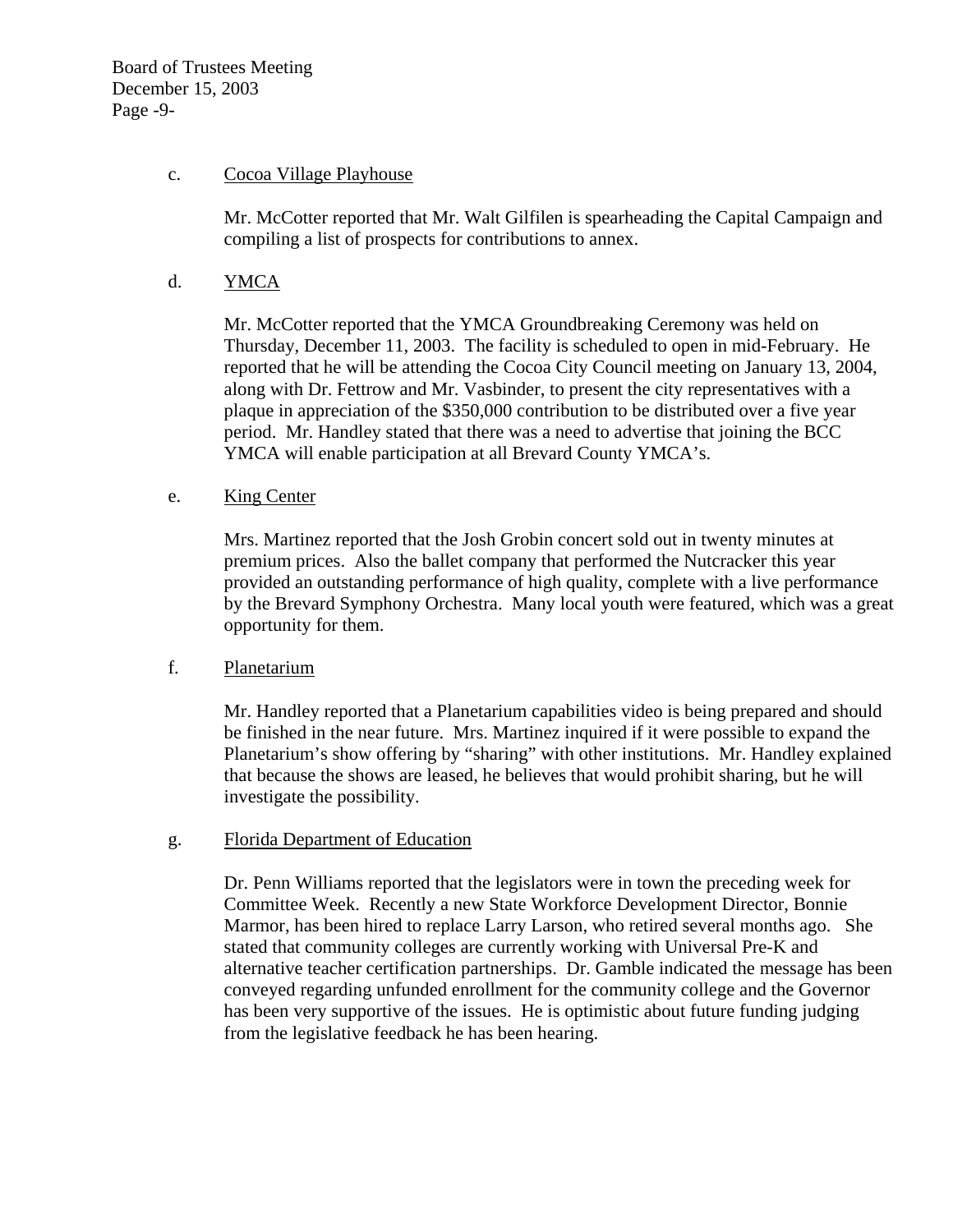c. <u>Cocoa Village Playhouse</u>

Mr. McCotter reported that Mr. Walt Gilfilen is spearheading the Capital Campaign and compiling a list of prospects for contributions to annex.

d. <u>YMCA</u>

Mr. McCotter reported that the YMCA Groundbreaking Ceremony was held on Thursday, December 11, 2003. The facility is scheduled to open in mid-February. He reported that he will be attending the Cocoa City Council meeting on January 13, 2004, along with Dr. Fettrow and Mr. Vasbinder, to present the city representatives with a plaque in appreciation of the $350,000 contribution to be distributed over a five year period. Mr. Handley stated that there was a need to advertise that joining the BCC YMCA will enable participation at all Brevard County YMCA's.

e. <u>King Center</u>

Mrs. Martinez reported that the Josh Grobin concert sold out in twenty minutes at premium prices. Also the ballet company that performed the Nutcracker this year provided an outstanding performance of high quality, complete with a live performance by the Brevard Symphony Orchestra. Many local youth were featured, which was a great opportunity for them.

f. <u>Planetarium</u>

Mr. Handley reported that a Planetarium capabilities video is being prepared and should be finished in the near future. Mrs. Martinez inquired if it were possible to expand the Planetarium's show offering by "sharing" with other institutions. Mr. Handley explained that because the shows are leased, he believes that would prohibit sharing, but he will investigate the possibility.

g. <u>Florida Department of Education</u>

Dr. Penn Williams reported that the legislators were in town the preceding week for Committee Week. Recently a new State Workforce Development Director, Bonnie Marmor, has been hired to replace Larry Larson, who retired several months ago. She stated that community colleges are currently working with Universal Pre-K and alternative teacher certification partnerships. Dr. Gamble indicated the message has been conveyed regarding unfunded enrollment for the community college and the Governor has been very supportive of the issues. He is optimistic about future funding judging from the legislative feedback he has been hearing.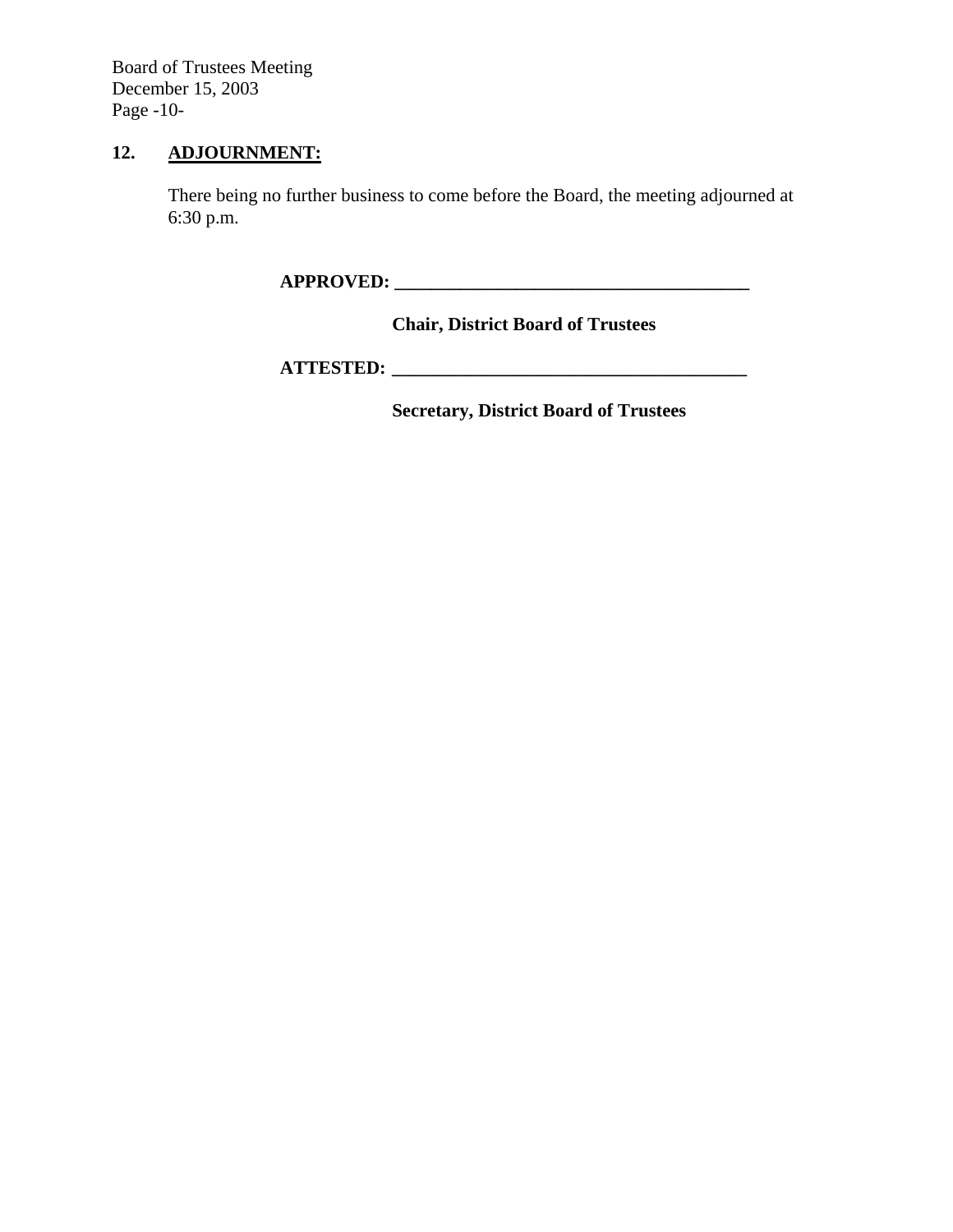## 12. ADJOURNMENT:

There being no further business to come before the Board, the meeting adjourned at 6:30 p.m.

**APPROVED: \_\_\_\_\_\_\_\_\_\_\_\_\_\_\_\_\_\_\_\_\_\_\_\_\_\_\_\_\_\_\_\_\_\_\_\_\_\_\_**

**Chair, District Board of Trustees**

**ATTESTED: \_\_\_\_\_\_\_\_\_\_\_\_\_\_\_\_\_\_\_\_\_\_\_\_\_\_\_\_\_\_\_\_\_\_\_\_\_\_\_**

**Secretary, District Board of Trustees**